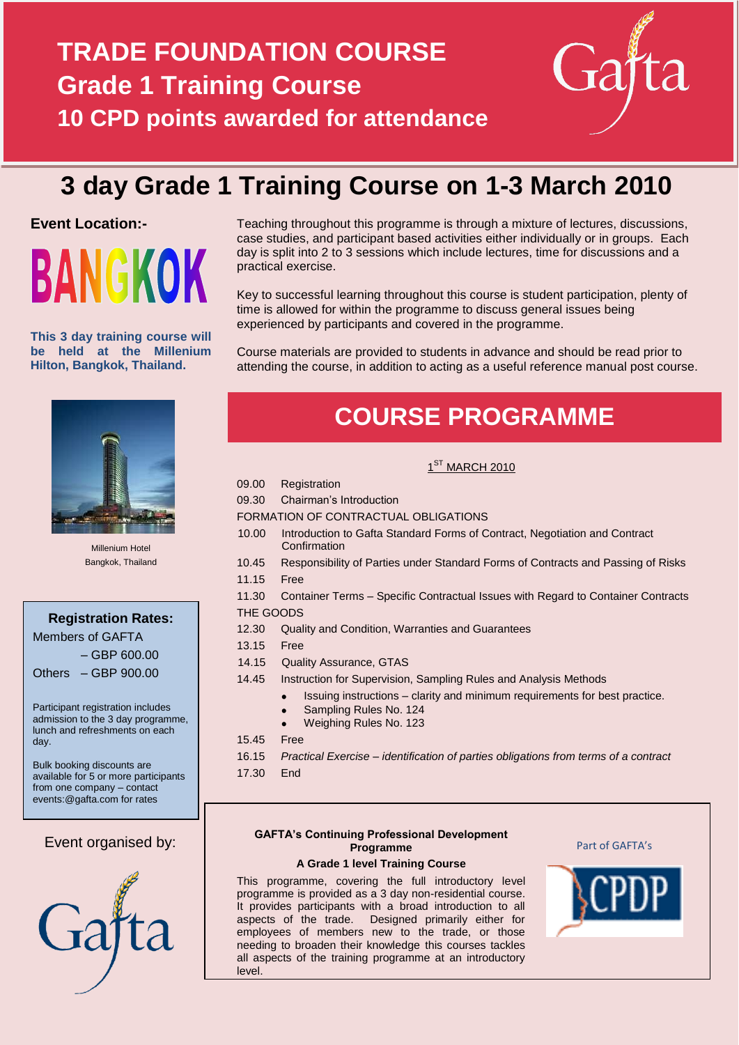# TRADE FOUNDATION COURSE

## Grade 1 Training Course

## 10 CPD points awarded for attendance

Gafta

# 3 day Grade 1 Training Course on 1-3 March 2010

**Event Location:-**

BANGKOK

**This 3 day training course will be held at the Millenium Hilton, Bangkok, Thailand.**

Millenium Hotel
Bangkok, Thailand

**Registration Rates:**

Members of GAFTA – GBP 600.00

Others – GBP 900.00

Participant registration includes admission to the 3 day programme, lunch and refreshments on each day.

Bulk booking discounts are available for 5 or more participants from one company – contact events:@gafta.com for rates

Event organised by:

Gafta

Teaching throughout this programme is through a mixture of lectures, discussions, case studies, and participant based activities either individually or in groups. Each day is split into 2 to 3 sessions which include lectures, time for discussions and a practical exercise.

Key to successful learning throughout this course is student participation, plenty of time is allowed for within the programme to discuss general issues being experienced by participants and covered in the programme.

Course materials are provided to students in advance and should be read prior to attending the course, in addition to acting as a useful reference manual post course.

## COURSE PROGRAMME

1ST MARCH 2010

09.00 Registration

09.30 Chairman's Introduction

FORMATION OF CONTRACTUAL OBLIGATIONS

10.00 Introduction to Gafta Standard Forms of Contract, Negotiation and Contract Confirmation

10.45 Responsibility of Parties under Standard Forms of Contracts and Passing of Risks

11.15 Free

11.30 Container Terms – Specific Contractual Issues with Regard to Container Contracts

THE GOODS

12.30 Quality and Condition, Warranties and Guarantees

13.15 Free

14.15 Quality Assurance, GTAS

14.45 Instruction for Supervision, Sampling Rules and Analysis Methods

- Issuing instructions – clarity and minimum requirements for best practice.
- Sampling Rules No. 124
- Weighing Rules No. 123

15.45 Free

16.15 *Practical Exercise – identification of parties obligations from terms of a contract*

17.30 End

**GAFTA's Continuing Professional Development Programme**

**A Grade 1 level Training Course**

This programme, covering the full introductory level programme is provided as a 3 day non-residential course. It provides participants with a broad introduction to all aspects of the trade. Designed primarily either for employees of members new to the trade, or those needing to broaden their knowledge this courses tackles all aspects of the training programme at an introductory level.

Part of GAFTA's

CPDP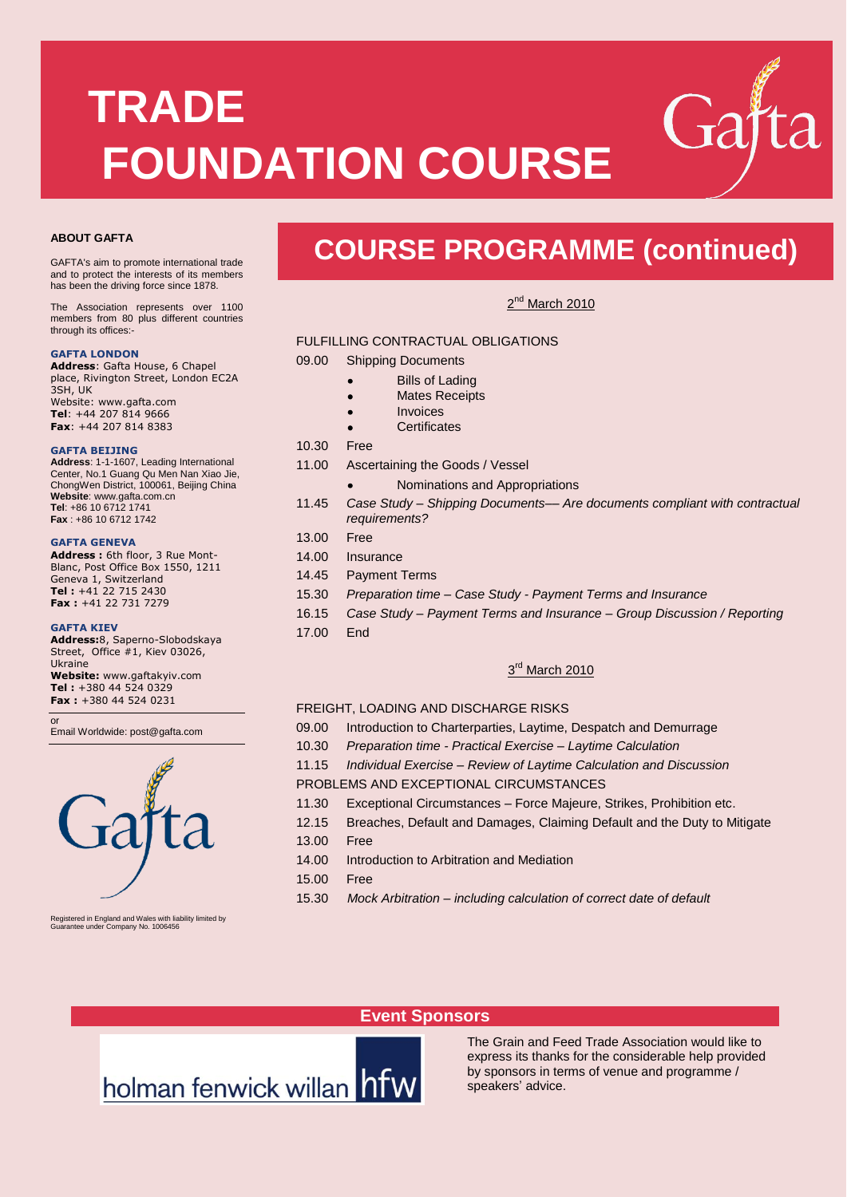# TRADE FOUNDATION COURSE

### ABOUT GAFTA

GAFTA's aim to promote international trade and to protect the interests of its members has been the driving force since 1878.

The Association represents over 1100 members from 80 plus different countries through its offices:-

**GAFTA LONDON**
**Address**: Gafta House, 6 Chapel place, Rivington Street, London EC2A 3SH, UK
Website: www.gafta.com
**Tel**: +44 207 814 9666
**Fax**: +44 207 814 8383

**GAFTA BEIJING**
**Address**: 1-1-1607, Leading International Center, No.1 Guang Qu Men Nan Xiao Jie, ChongWen District, 100061, Beijing China
**Website**: www.gafta.com.cn
**Tel**: +86 10 6712 1741
**Fax** : +86 10 6712 1742

**GAFTA GENEVA**
**Address :** 6th floor, 3 Rue Mont-Blanc, Post Office Box 1550, 1211 Geneva 1, Switzerland
**Tel :** +41 22 715 2430
**Fax :** +41 22 731 7279

**GAFTA KIEV**
**Address:**8, Saperno-Slobodskaya Street, Office #1, Kiev 03026, Ukraine
**Website:** www.gaftakyiv.com
**Tel :** +380 44 524 0329
**Fax :** +380 44 524 0231

or
Email Worldwide: post@gafta.com

Registered in England and Wales with liability limited by Guarantee under Company No. 1006456

## COURSE PROGRAMME (continued)

2nd March 2010

FULFILLING CONTRACTUAL OBLIGATIONS

09.00 Shipping Documents

- Bills of Lading
- Mates Receipts
- Invoices
- Certificates

10.30 Free

11.00 Ascertaining the Goods / Vessel

- Nominations and Appropriations

11.45 *Case Study – Shipping Documents— Are documents compliant with contractual requirements?*

13.00 Free

14.00 Insurance

14.45 Payment Terms

15.30 *Preparation time – Case Study - Payment Terms and Insurance*

16.15 *Case Study – Payment Terms and Insurance – Group Discussion / Reporting*

17.00 End

3rd March 2010

FREIGHT, LOADING AND DISCHARGE RISKS

09.00 Introduction to Charterparties, Laytime, Despatch and Demurrage

10.30 *Preparation time - Practical Exercise – Laytime Calculation*

11.15 *Individual Exercise – Review of Laytime Calculation and Discussion*

PROBLEMS AND EXCEPTIONAL CIRCUMSTANCES

11.30 Exceptional Circumstances – Force Majeure, Strikes, Prohibition etc.

12.15 Breaches, Default and Damages, Claiming Default and the Duty to Mitigate

13.00 Free

14.00 Introduction to Arbitration and Mediation

15.00 Free

15.30 *Mock Arbitration – including calculation of correct date of default*

### Event Sponsors

holman fenwick willan hfw

The Grain and Feed Trade Association would like to express its thanks for the considerable help provided by sponsors in terms of venue and programme / speakers' advice.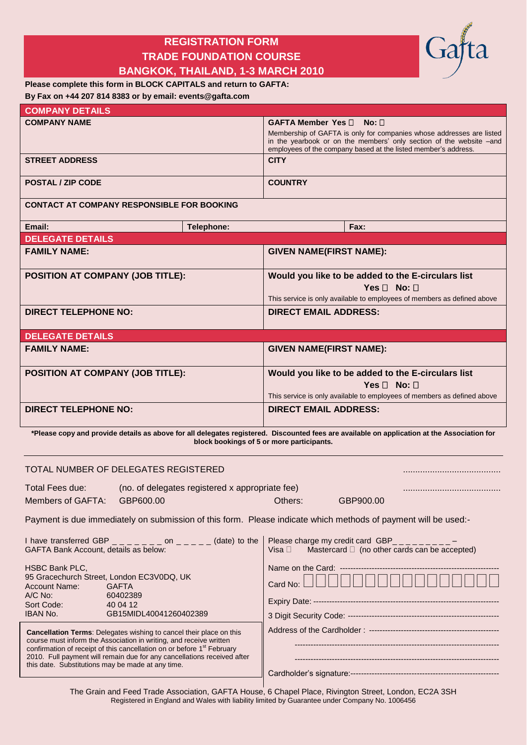# REGISTRATION FORM
# TRADE FOUNDATION COURSE
# BANGKOK, THAILAND, 1-3 MARCH 2010

Gafta

**Please complete this form in BLOCK CAPITALS and return to GAFTA:**

**By Fax on +44 207 814 8383 or by email: events@gafta.com**

| **COMPANY DETAILS** | | |
|---|---|---|
| **COMPANY NAME** | | **GAFTA Member Yes ☐ No: ☐** Membership of GAFTA is only for companies whose addresses are listed in the yearbook or on the members' only section of the website –and employees of the company based at the listed member's address. |
| **STREET ADDRESS** | | **CITY** |
| **POSTAL / ZIP CODE** | | **COUNTRY** |
| **CONTACT AT COMPANY RESPONSIBLE FOR BOOKING** | | |
| **Email:** | **Telephone:** | **Fax:** |

| **DELEGATE DETAILS** | |
|---|---|
| **FAMILY NAME:** | **GIVEN NAME(FIRST NAME):** |
| **POSITION AT COMPANY (JOB TITLE):** | **Would you like to be added to the E-circulars list** **Yes ☐ No: ☐** This service is only available to employees of members as defined above |
| **DIRECT TELEPHONE NO:** | **DIRECT EMAIL ADDRESS:** |

| **DELEGATE DETAILS** | |
|---|---|
| **FAMILY NAME:** | **GIVEN NAME(FIRST NAME):** |
| **POSITION AT COMPANY (JOB TITLE):** | **Would you like to be added to the E-circulars list** **Yes ☐ No: ☐** This service is only available to employees of members as defined above |
| **DIRECT TELEPHONE NO:** | **DIRECT EMAIL ADDRESS:** |

**\*Please copy and provide details as above for all delegates registered. Discounted fees are available on application at the Association for block bookings of 5 or more participants.**

TOTAL NUMBER OF DELEGATES REGISTERED ........................................

Total Fees due: (no. of delegates registered x appropriate fee) ........................................

Members of GAFTA: GBP600.00 Others: GBP900.00

Payment is due immediately on submission of this form. Please indicate which methods of payment will be used:-

I have transferred GBP _ _ _ _ _ _ _ on _ _ _ _ _ (date) to the GAFTA Bank Account, details as below:

HSBC Bank PLC,
95 Gracechurch Street, London EC3V0DQ, UK

| | |
|---|---|
| Account Name: | GAFTA |
| A/C No: | 60402389 |
| Sort Code: | 40 04 12 |
| IBAN No. | GB15MIDL40041260402389 |

**Cancellation Terms**: Delegates wishing to cancel their place on this course must inform the Association in writing, and receive written confirmation of receipt of this cancellation on or before 1st February 2010. Full payment will remain due for any cancellations received after this date. Substitutions may be made at any time.

Please charge my credit card GBP_ _ _ _ _ _ _ _ _ –
Visa ☐ Mastercard ☐ (no other cards can be accepted)

Name on the Card: ------------------------------------------------------------

Card No: ☐☐☐☐☐☐☐☐☐☐☐☐☐☐☐☐

Expiry Date: ------------------------------------------------------------

3 Digit Security Code: ------------------------------------------------------------

Address of the Cardholder : ------------------------------------------------------------

------------------------------------------------------------

------------------------------------------------------------

Cardholder's signature:------------------------------------------------------------

The Grain and Feed Trade Association, GAFTA House, 6 Chapel Place, Rivington Street, London, EC2A 3SH
Registered in England and Wales with liability limited by Guarantee under Company No. 1006456